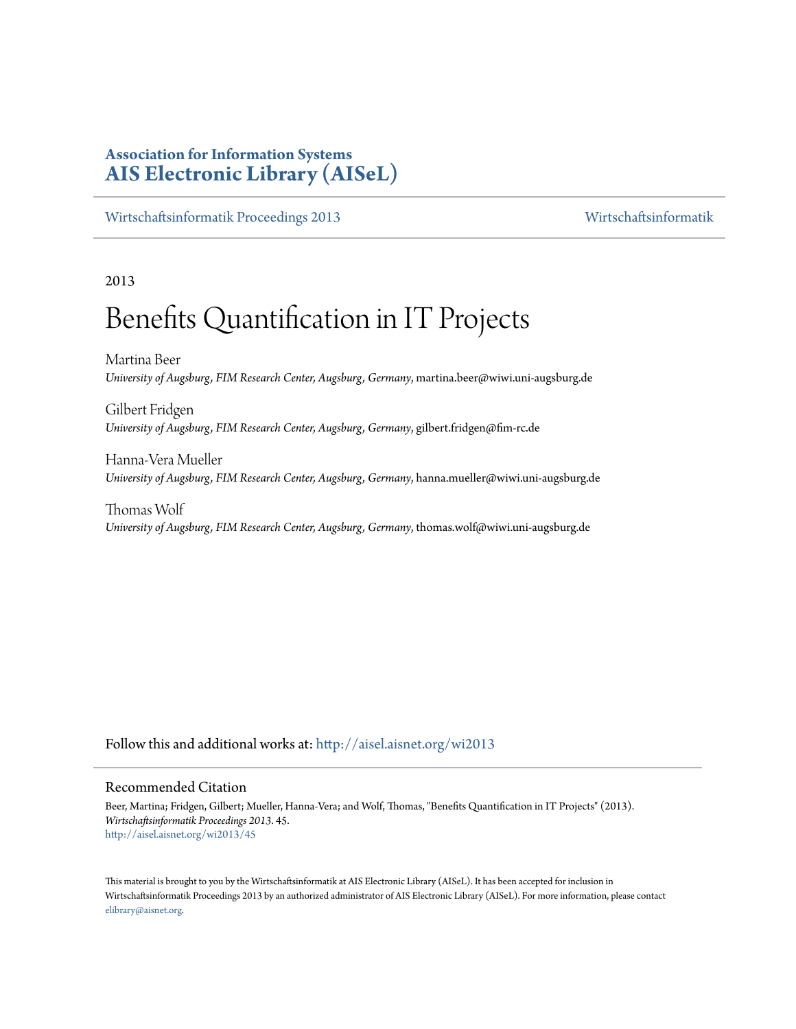**Association for Information Systems**
**AIS Electronic Library (AISeL)**

Wirtschaftsinformatik Proceedings 2013 | Wirtschaftsinformatik

2013

# Benefits Quantification in IT Projects

Martina Beer
*University of Augsburg, FIM Research Center, Augsburg, Germany*, martina.beer@wiwi.uni-augsburg.de

Gilbert Fridgen
*University of Augsburg, FIM Research Center, Augsburg, Germany*, gilbert.fridgen@fim-rc.de

Hanna-Vera Mueller
*University of Augsburg, FIM Research Center, Augsburg, Germany*, hanna.mueller@wiwi.uni-augsburg.de

Thomas Wolf
*University of Augsburg, FIM Research Center, Augsburg, Germany*, thomas.wolf@wiwi.uni-augsburg.de

Follow this and additional works at: http://aisel.aisnet.org/wi2013

## Recommended Citation

Beer, Martina; Fridgen, Gilbert; Mueller, Hanna-Vera; and Wolf, Thomas, "Benefits Quantification in IT Projects" (2013). *Wirtschaftsinformatik Proceedings 2013*. 45.
http://aisel.aisnet.org/wi2013/45

This material is brought to you by the Wirtschaftsinformatik at AIS Electronic Library (AISeL). It has been accepted for inclusion in Wirtschaftsinformatik Proceedings 2013 by an authorized administrator of AIS Electronic Library (AISeL). For more information, please contact elibrary@aisnet.org.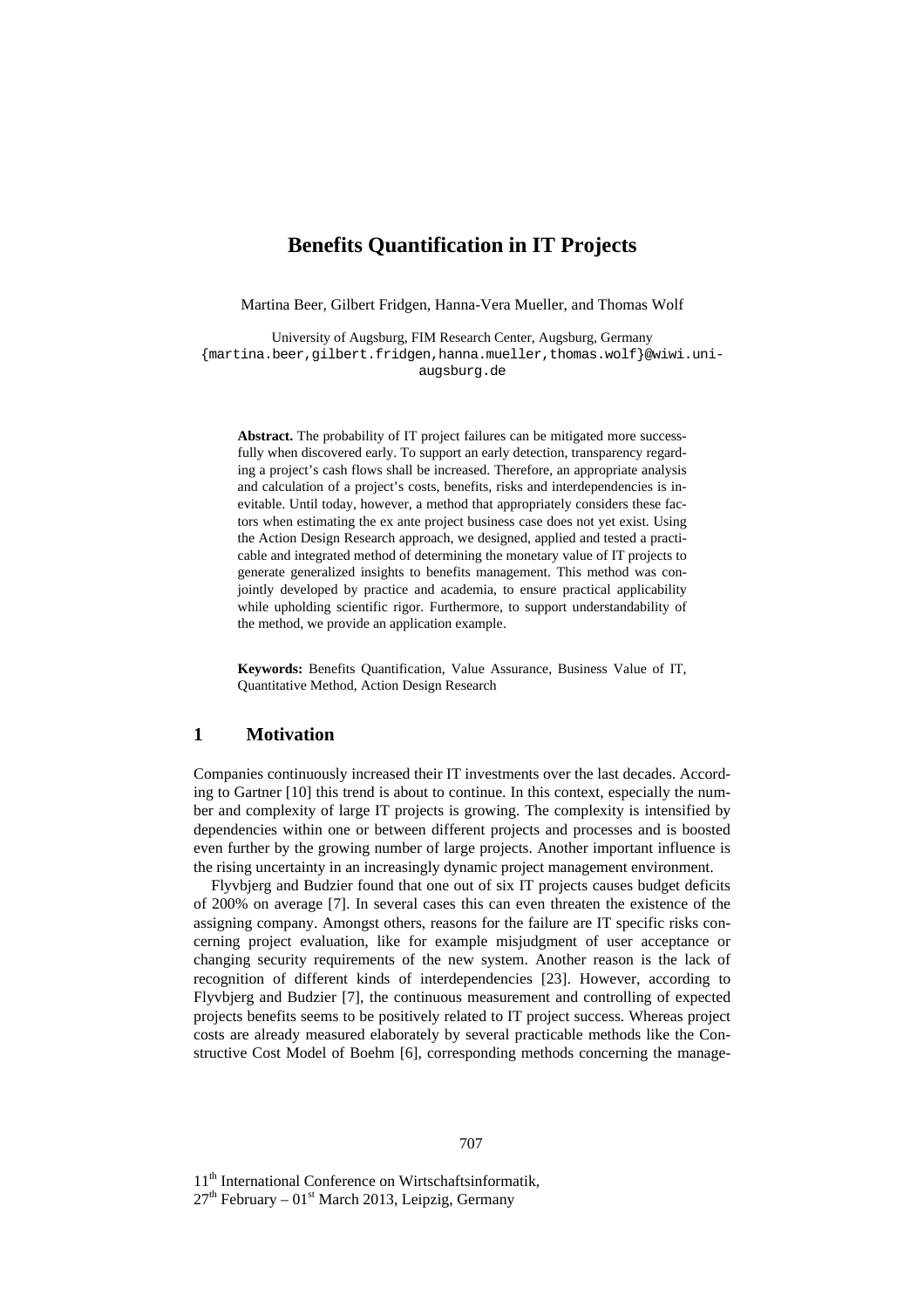# Benefits Quantification in IT Projects

Martina Beer, Gilbert Fridgen, Hanna-Vera Mueller, and Thomas Wolf

University of Augsburg, FIM Research Center, Augsburg, Germany
{martina.beer,gilbert.fridgen,hanna.mueller,thomas.wolf}@wiwi.uni-augsburg.de

**Abstract.** The probability of IT project failures can be mitigated more successfully when discovered early. To support an early detection, transparency regarding a project's cash flows shall be increased. Therefore, an appropriate analysis and calculation of a project's costs, benefits, risks and interdependencies is inevitable. Until today, however, a method that appropriately considers these factors when estimating the ex ante project business case does not yet exist. Using the Action Design Research approach, we designed, applied and tested a practicable and integrated method of determining the monetary value of IT projects to generate generalized insights to benefits management. This method was conjointly developed by practice and academia, to ensure practical applicability while upholding scientific rigor. Furthermore, to support understandability of the method, we provide an application example.

**Keywords:** Benefits Quantification, Value Assurance, Business Value of IT, Quantitative Method, Action Design Research

## 1 Motivation

Companies continuously increased their IT investments over the last decades. According to Gartner [10] this trend is about to continue. In this context, especially the number and complexity of large IT projects is growing. The complexity is intensified by dependencies within one or between different projects and processes and is boosted even further by the growing number of large projects. Another important influence is the rising uncertainty in an increasingly dynamic project management environment.

Flyvbjerg and Budzier found that one out of six IT projects causes budget deficits of 200% on average [7]. In several cases this can even threaten the existence of the assigning company. Amongst others, reasons for the failure are IT specific risks concerning project evaluation, like for example misjudgment of user acceptance or changing security requirements of the new system. Another reason is the lack of recognition of different kinds of interdependencies [23]. However, according to Flyvbjerg and Budzier [7], the continuous measurement and controlling of expected projects benefits seems to be positively related to IT project success. Whereas project costs are already measured elaborately by several practicable methods like the Constructive Cost Model of Boehm [6], corresponding methods concerning the manage-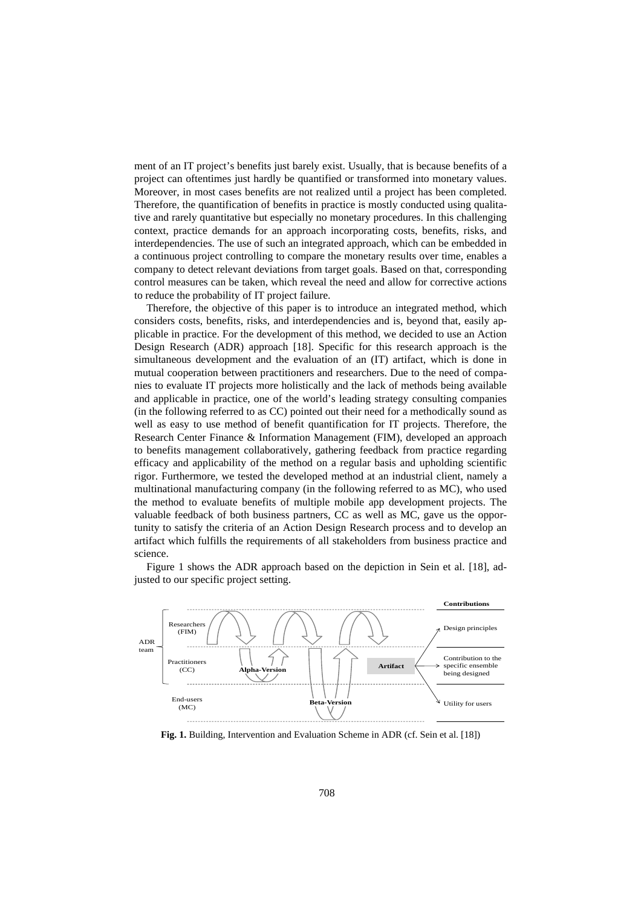ment of an IT project's benefits just barely exist. Usually, that is because benefits of a project can oftentimes just hardly be quantified or transformed into monetary values. Moreover, in most cases benefits are not realized until a project has been completed. Therefore, the quantification of benefits in practice is mostly conducted using qualitative and rarely quantitative but especially no monetary procedures. In this challenging context, practice demands for an approach incorporating costs, benefits, risks, and interdependencies. The use of such an integrated approach, which can be embedded in a continuous project controlling to compare the monetary results over time, enables a company to detect relevant deviations from target goals. Based on that, corresponding control measures can be taken, which reveal the need and allow for corrective actions to reduce the probability of IT project failure.

Therefore, the objective of this paper is to introduce an integrated method, which considers costs, benefits, risks, and interdependencies and is, beyond that, easily applicable in practice. For the development of this method, we decided to use an Action Design Research (ADR) approach [18]. Specific for this research approach is the simultaneous development and the evaluation of an (IT) artifact, which is done in mutual cooperation between practitioners and researchers. Due to the need of companies to evaluate IT projects more holistically and the lack of methods being available and applicable in practice, one of the world's leading strategy consulting companies (in the following referred to as CC) pointed out their need for a methodically sound as well as easy to use method of benefit quantification for IT projects. Therefore, the Research Center Finance & Information Management (FIM), developed an approach to benefits management collaboratively, gathering feedback from practice regarding efficacy and applicability of the method on a regular basis and upholding scientific rigor. Furthermore, we tested the developed method at an industrial client, namely a multinational manufacturing company (in the following referred to as MC), who used the method to evaluate benefits of multiple mobile app development projects. The valuable feedback of both business partners, CC as well as MC, gave us the opportunity to satisfy the criteria of an Action Design Research process and to develop an artifact which fulfills the requirements of all stakeholders from business practice and science.

Figure 1 shows the ADR approach based on the depiction in Sein et al. [18], adjusted to our specific project setting.

ADR team: Researchers (FIM), Practitioners (CC); End-users (MC) — Alpha-Version, Beta-Version, Artifact — Contributions: Design principles; Contribution to the specific ensemble being designed; Utility for users

**Fig. 1.** Building, Intervention and Evaluation Scheme in ADR (cf. Sein et al. [18])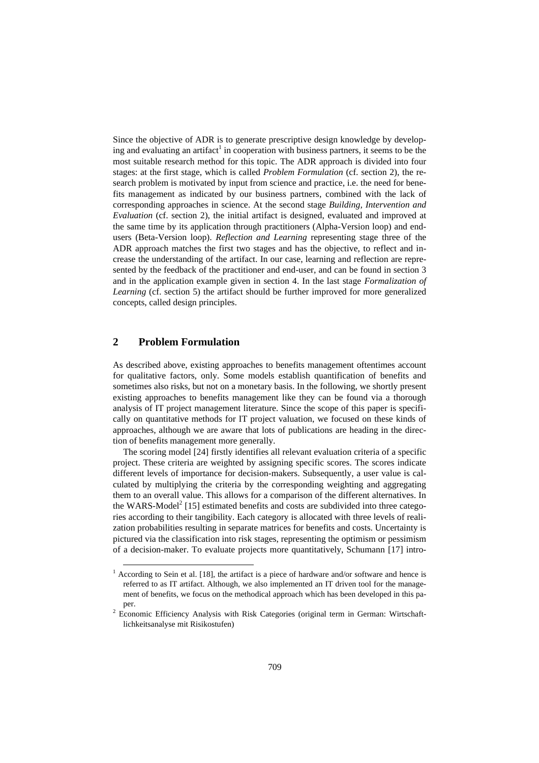Since the objective of ADR is to generate prescriptive design knowledge by developing and evaluating an artifact[1] in cooperation with business partners, it seems to be the most suitable research method for this topic. The ADR approach is divided into four stages: at the first stage, which is called *Problem Formulation* (cf. section 2), the research problem is motivated by input from science and practice, i.e. the need for benefits management as indicated by our business partners, combined with the lack of corresponding approaches in science. At the second stage *Building, Intervention and Evaluation* (cf. section 2), the initial artifact is designed, evaluated and improved at the same time by its application through practitioners (Alpha-Version loop) and end-users (Beta-Version loop). *Reflection and Learning* representing stage three of the ADR approach matches the first two stages and has the objective, to reflect and increase the understanding of the artifact. In our case, learning and reflection are represented by the feedback of the practitioner and end-user, and can be found in section 3 and in the application example given in section 4. In the last stage *Formalization of Learning* (cf. section 5) the artifact should be further improved for more generalized concepts, called design principles.

## 2 Problem Formulation

As described above, existing approaches to benefits management oftentimes account for qualitative factors, only. Some models establish quantification of benefits and sometimes also risks, but not on a monetary basis. In the following, we shortly present existing approaches to benefits management like they can be found via a thorough analysis of IT project management literature. Since the scope of this paper is specifically on quantitative methods for IT project valuation, we focused on these kinds of approaches, although we are aware that lots of publications are heading in the direction of benefits management more generally.

The scoring model [24] firstly identifies all relevant evaluation criteria of a specific project. These criteria are weighted by assigning specific scores. The scores indicate different levels of importance for decision-makers. Subsequently, a user value is calculated by multiplying the criteria by the corresponding weighting and aggregating them to an overall value. This allows for a comparison of the different alternatives. In the WARS-Model[2] [15] estimated benefits and costs are subdivided into three categories according to their tangibility. Each category is allocated with three levels of realization probabilities resulting in separate matrices for benefits and costs. Uncertainty is pictured via the classification into risk stages, representing the optimism or pessimism of a decision-maker. To evaluate projects more quantitatively, Schumann [17] intro-

[1] According to Sein et al. [18], the artifact is a piece of hardware and/or software and hence is referred to as IT artifact. Although, we also implemented an IT driven tool for the management of benefits, we focus on the methodical approach which has been developed in this paper.

[2] Economic Efficiency Analysis with Risk Categories (original term in German: Wirtschaftlichkeitsanalyse mit Risikostufen)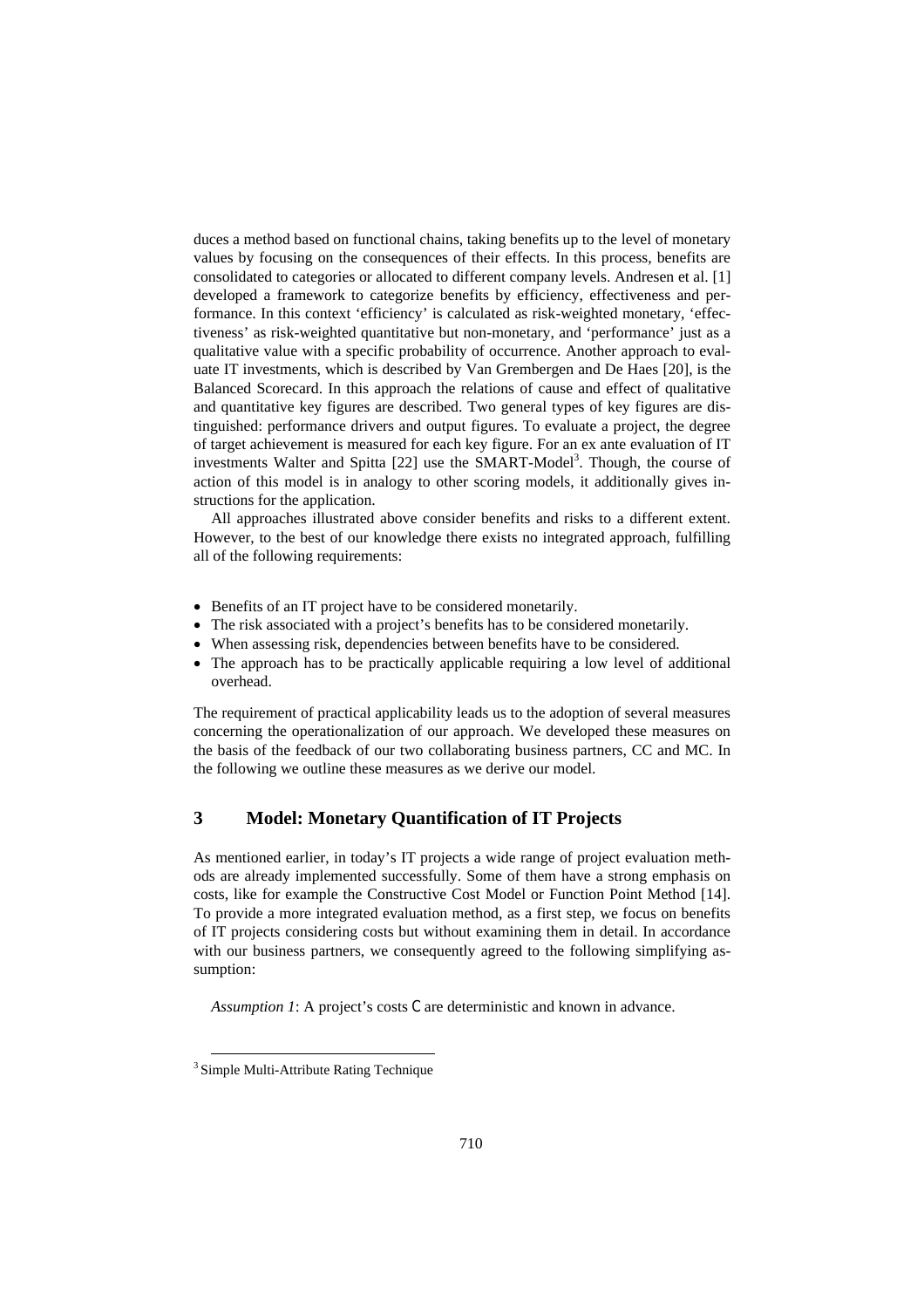duces a method based on functional chains, taking benefits up to the level of monetary values by focusing on the consequences of their effects. In this process, benefits are consolidated to categories or allocated to different company levels. Andresen et al. [1] developed a framework to categorize benefits by efficiency, effectiveness and performance. In this context 'efficiency' is calculated as risk-weighted monetary, 'effectiveness' as risk-weighted quantitative but non-monetary, and 'performance' just as a qualitative value with a specific probability of occurrence. Another approach to evaluate IT investments, which is described by Van Grembergen and De Haes [20], is the Balanced Scorecard. In this approach the relations of cause and effect of qualitative and quantitative key figures are described. Two general types of key figures are distinguished: performance drivers and output figures. To evaluate a project, the degree of target achievement is measured for each key figure. For an ex ante evaluation of IT investments Walter and Spitta [22] use the SMART-Model[3]. Though, the course of action of this model is in analogy to other scoring models, it additionally gives instructions for the application.

All approaches illustrated above consider benefits and risks to a different extent. However, to the best of our knowledge there exists no integrated approach, fulfilling all of the following requirements:

- Benefits of an IT project have to be considered monetarily.
- The risk associated with a project's benefits has to be considered monetarily.
- When assessing risk, dependencies between benefits have to be considered.
- The approach has to be practically applicable requiring a low level of additional overhead.

The requirement of practical applicability leads us to the adoption of several measures concerning the operationalization of our approach. We developed these measures on the basis of the feedback of our two collaborating business partners, CC and MC. In the following we outline these measures as we derive our model.

## 3 Model: Monetary Quantification of IT Projects

As mentioned earlier, in today's IT projects a wide range of project evaluation methods are already implemented successfully. Some of them have a strong emphasis on costs, like for example the Constructive Cost Model or Function Point Method [14]. To provide a more integrated evaluation method, as a first step, we focus on benefits of IT projects considering costs but without examining them in detail. In accordance with our business partners, we consequently agreed to the following simplifying assumption:

*Assumption 1*: A project's costs $C$ are deterministic and known in advance.

[3] Simple Multi-Attribute Rating Technique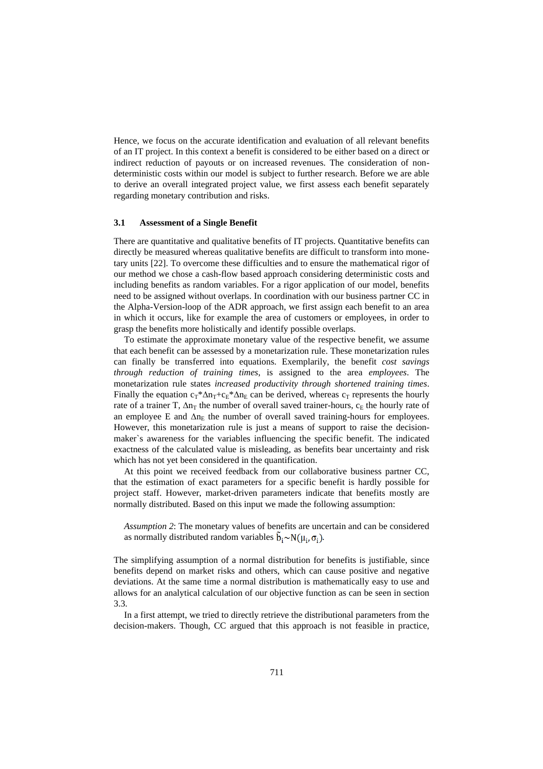Hence, we focus on the accurate identification and evaluation of all relevant benefits of an IT project. In this context a benefit is considered to be either based on a direct or indirect reduction of payouts or on increased revenues. The consideration of non-deterministic costs within our model is subject to further research. Before we are able to derive an overall integrated project value, we first assess each benefit separately regarding monetary contribution and risks.

### 3.1 Assessment of a Single Benefit

There are quantitative and qualitative benefits of IT projects. Quantitative benefits can directly be measured whereas qualitative benefits are difficult to transform into monetary units [22]. To overcome these difficulties and to ensure the mathematical rigor of our method we chose a cash-flow based approach considering deterministic costs and including benefits as random variables. For a rigor application of our model, benefits need to be assigned without overlaps. In coordination with our business partner CC in the Alpha-Version-loop of the ADR approach, we first assign each benefit to an area in which it occurs, like for example the area of customers or employees, in order to grasp the benefits more holistically and identify possible overlaps.

To estimate the approximate monetary value of the respective benefit, we assume that each benefit can be assessed by a monetarization rule. These monetarization rules can finally be transferred into equations. Exemplarily, the benefit *cost savings through reduction of training times*, is assigned to the area *employees*. The monetarization rule states *increased productivity through shortened training times*. Finally the equation $c_T * \Delta n_T + c_E * \Delta n_E$ can be derived, whereas $c_T$ represents the hourly rate of a trainer T, $\Delta n_T$ the number of overall saved trainer-hours, $c_E$ the hourly rate of an employee E and $\Delta n_E$ the number of overall saved training-hours for employees. However, this monetarization rule is just a means of support to raise the decision-maker`s awareness for the variables influencing the specific benefit. The indicated exactness of the calculated value is misleading, as benefits bear uncertainty and risk which has not yet been considered in the quantification.

At this point we received feedback from our collaborative business partner CC, that the estimation of exact parameters for a specific benefit is hardly possible for project staff. However, market-driven parameters indicate that benefits mostly are normally distributed. Based on this input we made the following assumption:

> *Assumption 2*: The monetary values of benefits are uncertain and can be considered as normally distributed random variables $\tilde{b}_i \sim N(\mu_i, \sigma_i)$.

The simplifying assumption of a normal distribution for benefits is justifiable, since benefits depend on market risks and others, which can cause positive and negative deviations. At the same time a normal distribution is mathematically easy to use and allows for an analytical calculation of our objective function as can be seen in section 3.3.

In a first attempt, we tried to directly retrieve the distributional parameters from the decision-makers. Though, CC argued that this approach is not feasible in practice,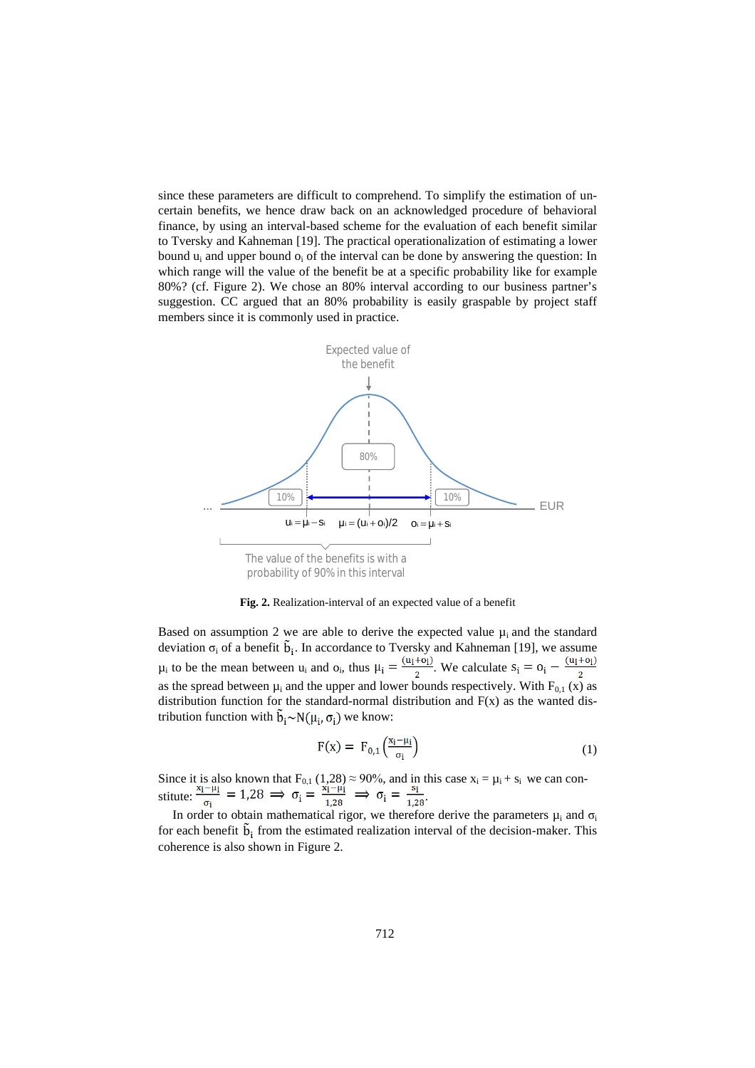since these parameters are difficult to comprehend. To simplify the estimation of uncertain benefits, we hence draw back on an acknowledged procedure of behavioral finance, by using an interval-based scheme for the evaluation of each benefit similar to Tversky and Kahneman [19]. The practical operationalization of estimating a lower bound $u_i$ and upper bound $o_i$ of the interval can be done by answering the question: In which range will the value of the benefit be at a specific probability like for example 80%? (cf. Figure 2). We chose an 80% interval according to our business partner's suggestion. CC argued that an 80% probability is easily graspable by project staff members since it is commonly used in practice.

Expected value of the benefit

80%

10% 10%

... EUR

$u_i = \mu_i - s_i$ $\mu_i = (u_i + o_i)/2$ $o_i = \mu_i + s_i$

The value of the benefits is with a probability of 90% in this interval

**Fig. 2.** Realization-interval of an expected value of a benefit

Based on assumption 2 we are able to derive the expected value $\mu_i$ and the standard deviation $\sigma_i$ of a benefit $\tilde{b}_i$. In accordance to Tversky and Kahneman [19], we assume $\mu_i$ to be the mean between $u_i$ and $o_i$, thus $\mu_i = \frac{(u_i + o_i)}{2}$. We calculate $s_i = o_i - \frac{(u_i + o_i)}{2}$ as the spread between $\mu_i$ and the upper and lower bounds respectively. With $F_{0,1}(x)$ as distribution function for the standard-normal distribution and $F(x)$ as the wanted distribution function with $\tilde{b}_i \sim N(\mu_i, \sigma_i)$ we know:

$$F(x) = F_{0,1}\left(\frac{x_i - \mu_i}{\sigma_i}\right) \tag{1}$$

Since it is also known that $F_{0,1}(1{,}28) \approx 90\%$, and in this case $x_i = \mu_i + s_i$ we can constitute: $\frac{x_i - \mu_i}{\sigma_i} = 1{,}28 \Rightarrow \sigma_i = \frac{x_i - \mu_i}{1{,}28} \Rightarrow \sigma_i = \frac{s_i}{1{,}28}$.

In order to obtain mathematical rigor, we therefore derive the parameters $\mu_i$ and $\sigma_i$ for each benefit $\tilde{b}_i$ from the estimated realization interval of the decision-maker. This coherence is also shown in Figure 2.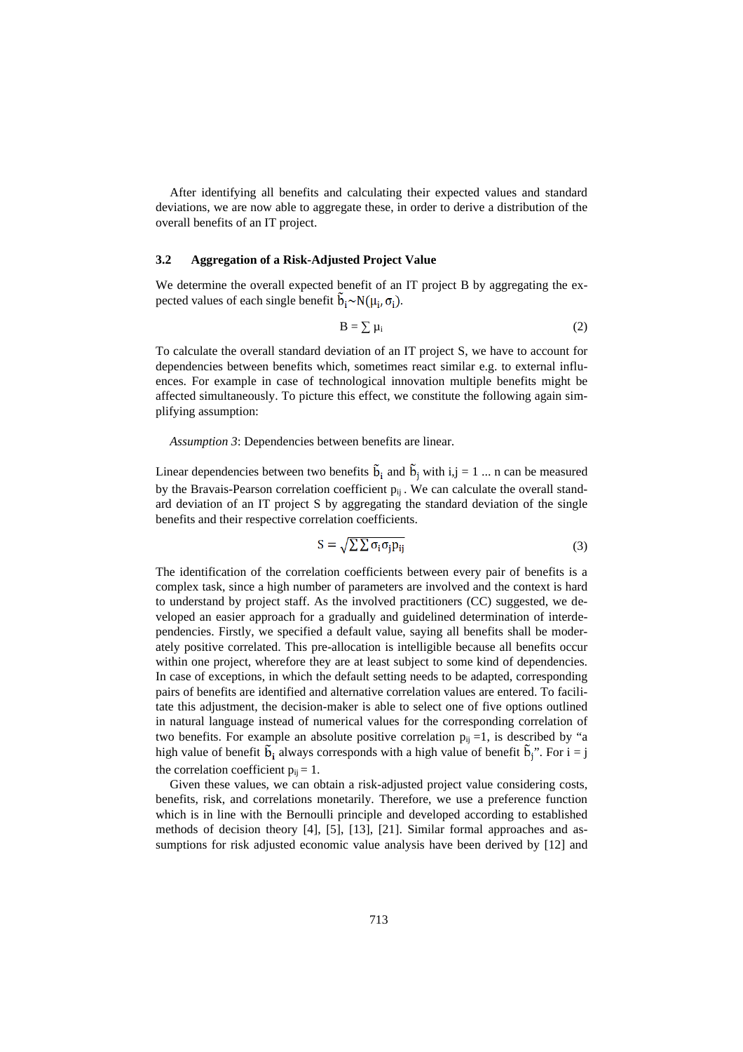After identifying all benefits and calculating their expected values and standard deviations, we are now able to aggregate these, in order to derive a distribution of the overall benefits of an IT project.

### 3.2 Aggregation of a Risk-Adjusted Project Value

We determine the overall expected benefit of an IT project B by aggregating the expected values of each single benefit $\tilde{b}_i \sim N(\mu_i, \sigma_i)$.

$$B = \sum \mu_i \tag{2}$$

To calculate the overall standard deviation of an IT project S, we have to account for dependencies between benefits which, sometimes react similar e.g. to external influences. For example in case of technological innovation multiple benefits might be affected simultaneously. To picture this effect, we constitute the following again simplifying assumption:

*Assumption 3*: Dependencies between benefits are linear.

Linear dependencies between two benefits $\tilde{b}_i$ and $\tilde{b}_j$ with i,j = 1 ... n can be measured by the Bravais-Pearson correlation coefficient $p_{ij}$. We can calculate the overall standard deviation of an IT project S by aggregating the standard deviation of the single benefits and their respective correlation coefficients.

$$S = \sqrt{\sum \sum \sigma_i \sigma_j p_{ij}} \tag{3}$$

The identification of the correlation coefficients between every pair of benefits is a complex task, since a high number of parameters are involved and the context is hard to understand by project staff. As the involved practitioners (CC) suggested, we developed an easier approach for a gradually and guidelined determination of interdependencies. Firstly, we specified a default value, saying all benefits shall be moderately positive correlated. This pre-allocation is intelligible because all benefits occur within one project, wherefore they are at least subject to some kind of dependencies. In case of exceptions, in which the default setting needs to be adapted, corresponding pairs of benefits are identified and alternative correlation values are entered. To facilitate this adjustment, the decision-maker is able to select one of five options outlined in natural language instead of numerical values for the corresponding correlation of two benefits. For example an absolute positive correlation $p_{ij} = 1$, is described by "a high value of benefit $\tilde{b}_i$ always corresponds with a high value of benefit $\tilde{b}_j$". For i = j the correlation coefficient $p_{ij} = 1$.

Given these values, we can obtain a risk-adjusted project value considering costs, benefits, risk, and correlations monetarily. Therefore, we use a preference function which is in line with the Bernoulli principle and developed according to established methods of decision theory [4], [5], [13], [21]. Similar formal approaches and assumptions for risk adjusted economic value analysis have been derived by [12] and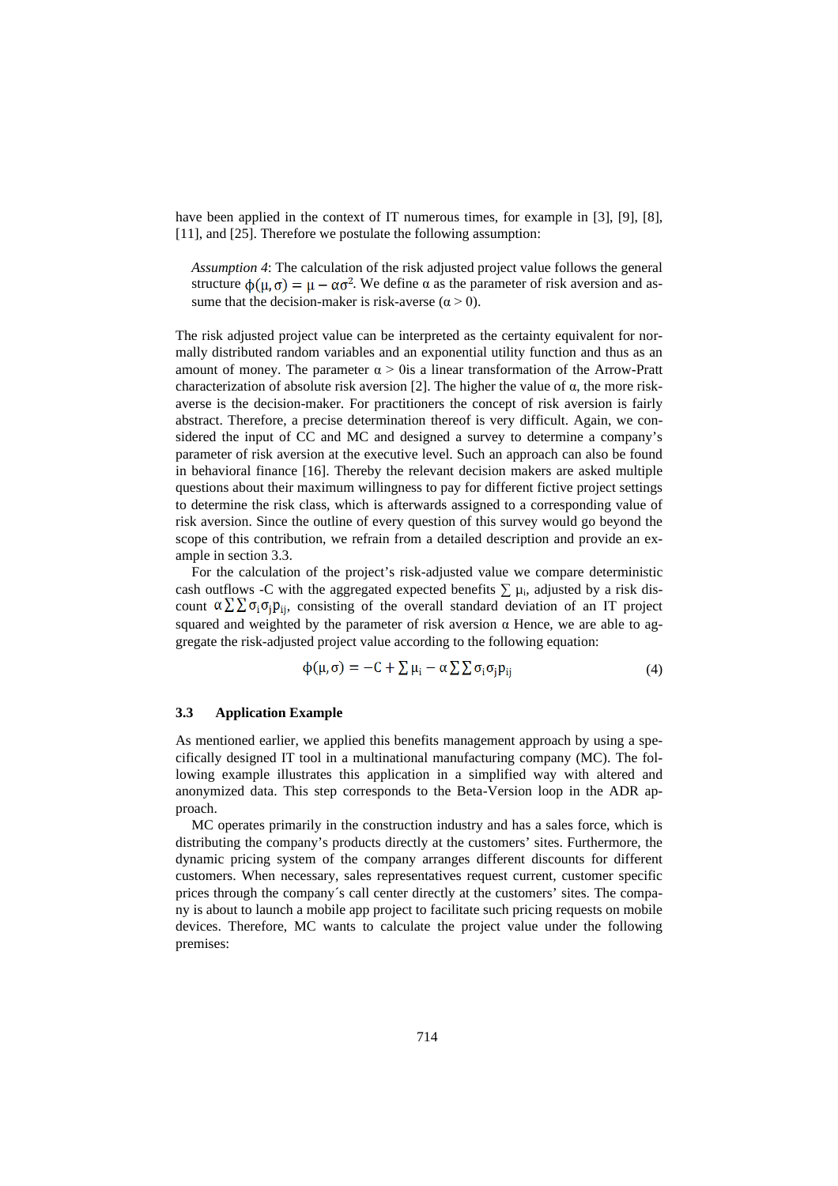have been applied in the context of IT numerous times, for example in [3], [9], [8], [11], and [25]. Therefore we postulate the following assumption:

> *Assumption 4*: The calculation of the risk adjusted project value follows the general structure $\phi(\mu, \sigma) = \mu - \alpha\sigma^2$. We define α as the parameter of risk aversion and assume that the decision-maker is risk-averse ($\alpha > 0$).

The risk adjusted project value can be interpreted as the certainty equivalent for normally distributed random variables and an exponential utility function and thus as an amount of money. The parameter $\alpha > 0$is a linear transformation of the Arrow-Pratt characterization of absolute risk aversion [2]. The higher the value of α, the more risk-averse is the decision-maker. For practitioners the concept of risk aversion is fairly abstract. Therefore, a precise determination thereof is very difficult. Again, we considered the input of CC and MC and designed a survey to determine a company's parameter of risk aversion at the executive level. Such an approach can also be found in behavioral finance [16]. Thereby the relevant decision makers are asked multiple questions about their maximum willingness to pay for different fictive project settings to determine the risk class, which is afterwards assigned to a corresponding value of risk aversion. Since the outline of every question of this survey would go beyond the scope of this contribution, we refrain from a detailed description and provide an example in section 3.3.

For the calculation of the project's risk-adjusted value we compare deterministic cash outflows -C with the aggregated expected benefits $\sum \mu_i$, adjusted by a risk discount $\alpha \sum \sum \sigma_i \sigma_j p_{ij}$, consisting of the overall standard deviation of an IT project squared and weighted by the parameter of risk aversion α Hence, we are able to aggregate the risk-adjusted project value according to the following equation:

$$\phi(\mu, \sigma) = -C + \sum \mu_i - \alpha \sum \sum \sigma_i \sigma_j p_{ij} \tag{4}$$

### 3.3 Application Example

As mentioned earlier, we applied this benefits management approach by using a specifically designed IT tool in a multinational manufacturing company (MC). The following example illustrates this application in a simplified way with altered and anonymized data. This step corresponds to the Beta-Version loop in the ADR approach.

MC operates primarily in the construction industry and has a sales force, which is distributing the company's products directly at the customers' sites. Furthermore, the dynamic pricing system of the company arranges different discounts for different customers. When necessary, sales representatives request current, customer specific prices through the company´s call center directly at the customers' sites. The company is about to launch a mobile app project to facilitate such pricing requests on mobile devices. Therefore, MC wants to calculate the project value under the following premises: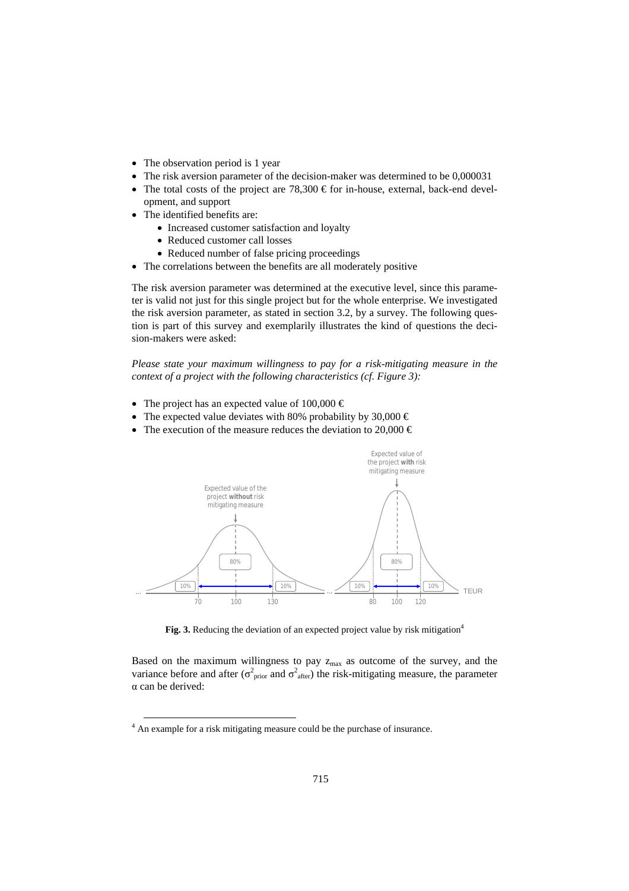- The observation period is 1 year
- The risk aversion parameter of the decision-maker was determined to be 0,000031
- The total costs of the project are 78,300 € for in-house, external, back-end development, and support
- The identified benefits are:
  - Increased customer satisfaction and loyalty
  - Reduced customer call losses
  - Reduced number of false pricing proceedings
- The correlations between the benefits are all moderately positive

The risk aversion parameter was determined at the executive level, since this parameter is valid not just for this single project but for the whole enterprise. We investigated the risk aversion parameter, as stated in section 3.2, by a survey. The following question is part of this survey and exemplarily illustrates the kind of questions the decision-makers were asked:

*Please state your maximum willingness to pay for a risk-mitigating measure in the context of a project with the following characteristics (cf. Figure 3):*

- The project has an expected value of 100,000 €
- The expected value deviates with 80% probability by 30,000 €
- The execution of the measure reduces the deviation to 20,000 €

**Fig. 3.** Reducing the deviation of an expected project value by risk mitigation[4]

Based on the maximum willingness to pay $z_{max}$ as outcome of the survey, and the variance before and after ($\sigma^2_{prior}$ and $\sigma^2_{after}$) the risk-mitigating measure, the parameter $\alpha$ can be derived:

[4] An example for a risk mitigating measure could be the purchase of insurance.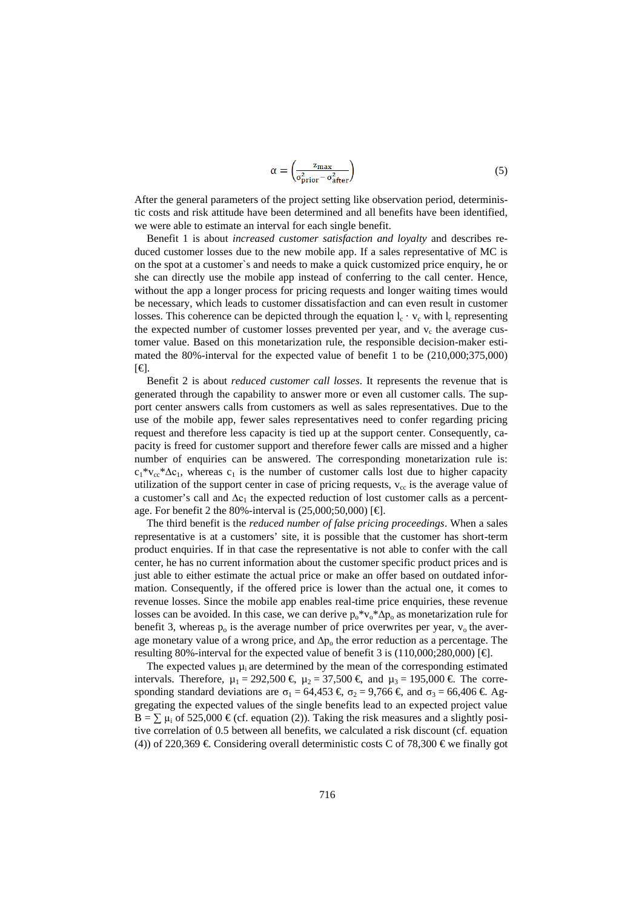$$\alpha = \left(\frac{z_{max}}{\sigma^2_{prior} - \sigma^2_{after}}\right) \tag{5}$$

After the general parameters of the project setting like observation period, deterministic costs and risk attitude have been determined and all benefits have been identified, we were able to estimate an interval for each single benefit.

Benefit 1 is about *increased customer satisfaction and loyalty* and describes reduced customer losses due to the new mobile app. If a sales representative of MC is on the spot at a customer`s and needs to make a quick customized price enquiry, he or she can directly use the mobile app instead of conferring to the call center. Hence, without the app a longer process for pricing requests and longer waiting times would be necessary, which leads to customer dissatisfaction and can even result in customer losses. This coherence can be depicted through the equation $l_c \cdot v_c$ with $l_c$ representing the expected number of customer losses prevented per year, and $v_c$ the average customer value. Based on this monetarization rule, the responsible decision-maker estimated the 80%-interval for the expected value of benefit 1 to be (210,000;375,000) [€].

Benefit 2 is about *reduced customer call losses*. It represents the revenue that is generated through the capability to answer more or even all customer calls. The support center answers calls from customers as well as sales representatives. Due to the use of the mobile app, fewer sales representatives need to confer regarding pricing request and therefore less capacity is tied up at the support center. Consequently, capacity is freed for customer support and therefore fewer calls are missed and a higher number of enquiries can be answered. The corresponding monetarization rule is: $c_1 * v_{cc} * \Delta c_1$, whereas $c_1$ is the number of customer calls lost due to higher capacity utilization of the support center in case of pricing requests, $v_{cc}$ is the average value of a customer's call and $\Delta c_1$ the expected reduction of lost customer calls as a percentage. For benefit 2 the 80%-interval is (25,000;50,000) [€].

The third benefit is the *reduced number of false pricing proceedings*. When a sales representative is at a customers' site, it is possible that the customer has short-term product enquiries. If in that case the representative is not able to confer with the call center, he has no current information about the customer specific product prices and is just able to either estimate the actual price or make an offer based on outdated information. Consequently, if the offered price is lower than the actual one, it comes to revenue losses. Since the mobile app enables real-time price enquiries, these revenue losses can be avoided. In this case, we can derive $p_o * v_o * \Delta p_o$ as monetarization rule for benefit 3, whereas $p_o$ is the average number of price overwrites per year, $v_o$ the average monetary value of a wrong price, and $\Delta p_o$ the error reduction as a percentage. The resulting 80%-interval for the expected value of benefit 3 is (110,000;280,000) [€].

The expected values $\mu_i$ are determined by the mean of the corresponding estimated intervals. Therefore, $\mu_1 = 292{,}500$ €, $\mu_2 = 37{,}500$ €, and $\mu_3 = 195{,}000$ €. The corresponding standard deviations are $\sigma_1 = 64{,}453$ €, $\sigma_2 = 9{,}766$ €, and $\sigma_3 = 66{,}406$ €. Aggregating the expected values of the single benefits lead to an expected project value $B = \sum \mu_i$ of 525,000 € (cf. equation (2)). Taking the risk measures and a slightly positive correlation of 0.5 between all benefits, we calculated a risk discount (cf. equation (4)) of 220,369 €. Considering overall deterministic costs C of 78,300 € we finally got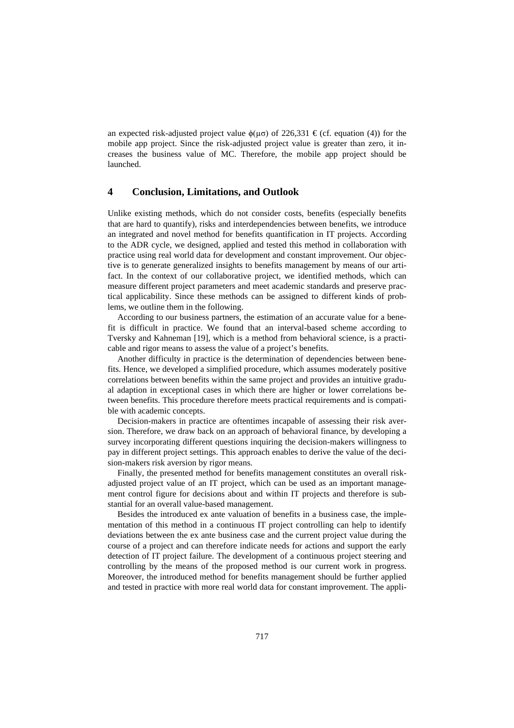an expected risk-adjusted project value $\phi(\mu\sigma)$ of 226,331 € (cf. equation (4)) for the mobile app project. Since the risk-adjusted project value is greater than zero, it increases the business value of MC. Therefore, the mobile app project should be launched.

## 4 Conclusion, Limitations, and Outlook

Unlike existing methods, which do not consider costs, benefits (especially benefits that are hard to quantify), risks and interdependencies between benefits, we introduce an integrated and novel method for benefits quantification in IT projects. According to the ADR cycle, we designed, applied and tested this method in collaboration with practice using real world data for development and constant improvement. Our objective is to generate generalized insights to benefits management by means of our artifact. In the context of our collaborative project, we identified methods, which can measure different project parameters and meet academic standards and preserve practical applicability. Since these methods can be assigned to different kinds of problems, we outline them in the following.

According to our business partners, the estimation of an accurate value for a benefit is difficult in practice. We found that an interval-based scheme according to Tversky and Kahneman [19], which is a method from behavioral science, is a practicable and rigor means to assess the value of a project's benefits.

Another difficulty in practice is the determination of dependencies between benefits. Hence, we developed a simplified procedure, which assumes moderately positive correlations between benefits within the same project and provides an intuitive gradual adaption in exceptional cases in which there are higher or lower correlations between benefits. This procedure therefore meets practical requirements and is compatible with academic concepts.

Decision-makers in practice are oftentimes incapable of assessing their risk aversion. Therefore, we draw back on an approach of behavioral finance, by developing a survey incorporating different questions inquiring the decision-makers willingness to pay in different project settings. This approach enables to derive the value of the decision-makers risk aversion by rigor means.

Finally, the presented method for benefits management constitutes an overall risk-adjusted project value of an IT project, which can be used as an important management control figure for decisions about and within IT projects and therefore is substantial for an overall value-based management.

Besides the introduced ex ante valuation of benefits in a business case, the implementation of this method in a continuous IT project controlling can help to identify deviations between the ex ante business case and the current project value during the course of a project and can therefore indicate needs for actions and support the early detection of IT project failure. The development of a continuous project steering and controlling by the means of the proposed method is our current work in progress. Moreover, the introduced method for benefits management should be further applied and tested in practice with more real world data for constant improvement. The appli-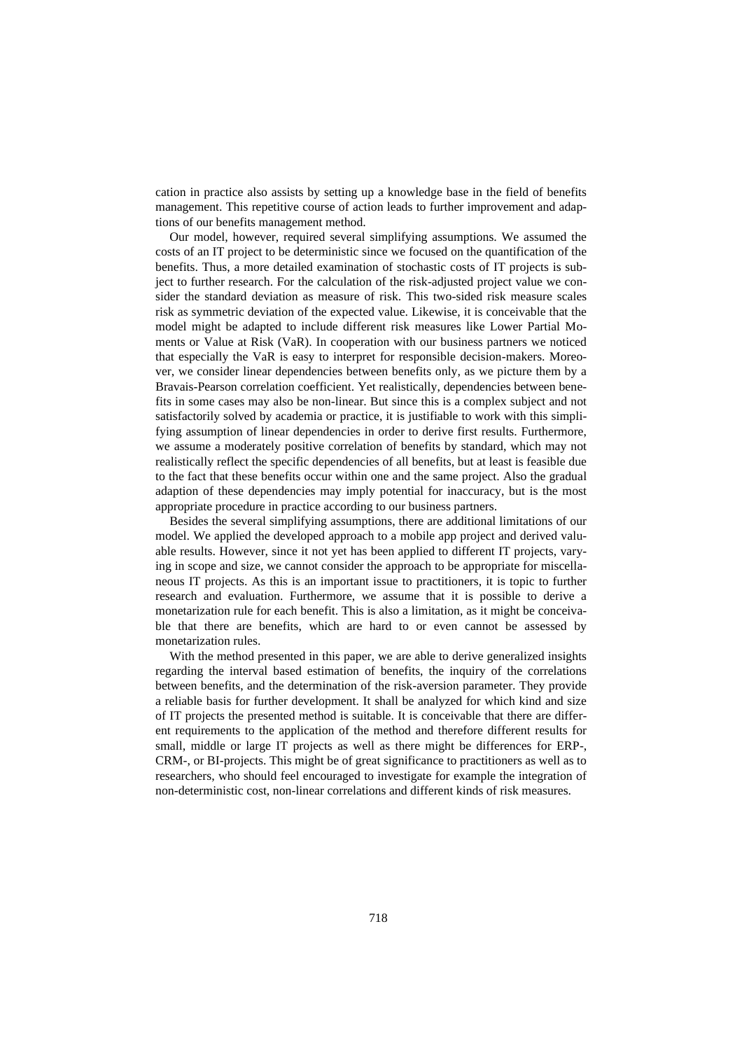cation in practice also assists by setting up a knowledge base in the field of benefits management. This repetitive course of action leads to further improvement and adaptions of our benefits management method.

Our model, however, required several simplifying assumptions. We assumed the costs of an IT project to be deterministic since we focused on the quantification of the benefits. Thus, a more detailed examination of stochastic costs of IT projects is subject to further research. For the calculation of the risk-adjusted project value we consider the standard deviation as measure of risk. This two-sided risk measure scales risk as symmetric deviation of the expected value. Likewise, it is conceivable that the model might be adapted to include different risk measures like Lower Partial Moments or Value at Risk (VaR). In cooperation with our business partners we noticed that especially the VaR is easy to interpret for responsible decision-makers. Moreover, we consider linear dependencies between benefits only, as we picture them by a Bravais-Pearson correlation coefficient. Yet realistically, dependencies between benefits in some cases may also be non-linear. But since this is a complex subject and not satisfactorily solved by academia or practice, it is justifiable to work with this simplifying assumption of linear dependencies in order to derive first results. Furthermore, we assume a moderately positive correlation of benefits by standard, which may not realistically reflect the specific dependencies of all benefits, but at least is feasible due to the fact that these benefits occur within one and the same project. Also the gradual adaption of these dependencies may imply potential for inaccuracy, but is the most appropriate procedure in practice according to our business partners.

Besides the several simplifying assumptions, there are additional limitations of our model. We applied the developed approach to a mobile app project and derived valuable results. However, since it not yet has been applied to different IT projects, varying in scope and size, we cannot consider the approach to be appropriate for miscellaneous IT projects. As this is an important issue to practitioners, it is topic to further research and evaluation. Furthermore, we assume that it is possible to derive a monetarization rule for each benefit. This is also a limitation, as it might be conceivable that there are benefits, which are hard to or even cannot be assessed by monetarization rules.

With the method presented in this paper, we are able to derive generalized insights regarding the interval based estimation of benefits, the inquiry of the correlations between benefits, and the determination of the risk-aversion parameter. They provide a reliable basis for further development. It shall be analyzed for which kind and size of IT projects the presented method is suitable. It is conceivable that there are different requirements to the application of the method and therefore different results for small, middle or large IT projects as well as there might be differences for ERP-, CRM-, or BI-projects. This might be of great significance to practitioners as well as to researchers, who should feel encouraged to investigate for example the integration of non-deterministic cost, non-linear correlations and different kinds of risk measures.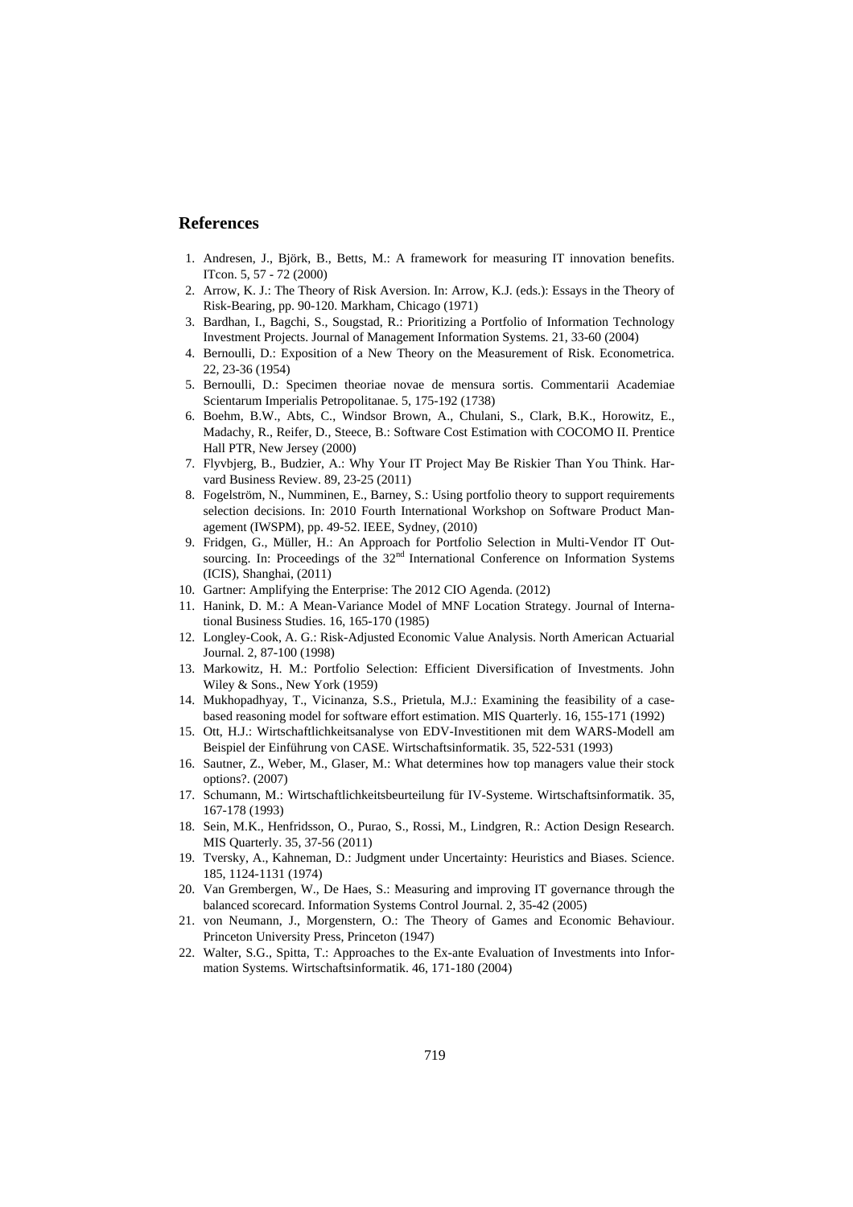## References

1. Andresen, J., Björk, B., Betts, M.: A framework for measuring IT innovation benefits. ITcon. 5, 57 - 72 (2000)
2. Arrow, K. J.: The Theory of Risk Aversion. In: Arrow, K.J. (eds.): Essays in the Theory of Risk-Bearing, pp. 90-120. Markham, Chicago (1971)
3. Bardhan, I., Bagchi, S., Sougstad, R.: Prioritizing a Portfolio of Information Technology Investment Projects. Journal of Management Information Systems. 21, 33-60 (2004)
4. Bernoulli, D.: Exposition of a New Theory on the Measurement of Risk. Econometrica. 22, 23-36 (1954)
5. Bernoulli, D.: Specimen theoriae novae de mensura sortis. Commentarii Academiae Scientarum Imperialis Petropolitanae. 5, 175-192 (1738)
6. Boehm, B.W., Abts, C., Windsor Brown, A., Chulani, S., Clark, B.K., Horowitz, E., Madachy, R., Reifer, D., Steece, B.: Software Cost Estimation with COCOMO II. Prentice Hall PTR, New Jersey (2000)
7. Flyvbjerg, B., Budzier, A.: Why Your IT Project May Be Riskier Than You Think. Harvard Business Review. 89, 23-25 (2011)
8. Fogelström, N., Numminen, E., Barney, S.: Using portfolio theory to support requirements selection decisions. In: 2010 Fourth International Workshop on Software Product Management (IWSPM), pp. 49-52. IEEE, Sydney, (2010)
9. Fridgen, G., Müller, H.: An Approach for Portfolio Selection in Multi-Vendor IT Outsourcing. In: Proceedings of the 32nd International Conference on Information Systems (ICIS), Shanghai, (2011)
10. Gartner: Amplifying the Enterprise: The 2012 CIO Agenda. (2012)
11. Hanink, D. M.: A Mean-Variance Model of MNF Location Strategy. Journal of International Business Studies. 16, 165-170 (1985)
12. Longley-Cook, A. G.: Risk-Adjusted Economic Value Analysis. North American Actuarial Journal. 2, 87-100 (1998)
13. Markowitz, H. M.: Portfolio Selection: Efficient Diversification of Investments. John Wiley & Sons., New York (1959)
14. Mukhopadhyay, T., Vicinanza, S.S., Prietula, M.J.: Examining the feasibility of a case-based reasoning model for software effort estimation. MIS Quarterly. 16, 155-171 (1992)
15. Ott, H.J.: Wirtschaftlichkeitsanalyse von EDV-Investitionen mit dem WARS-Modell am Beispiel der Einführung von CASE. Wirtschaftsinformatik. 35, 522-531 (1993)
16. Sautner, Z., Weber, M., Glaser, M.: What determines how top managers value their stock options?. (2007)
17. Schumann, M.: Wirtschaftlichkeitsbeurteilung für IV-Systeme. Wirtschaftsinformatik. 35, 167-178 (1993)
18. Sein, M.K., Henfridsson, O., Purao, S., Rossi, M., Lindgren, R.: Action Design Research. MIS Quarterly. 35, 37-56 (2011)
19. Tversky, A., Kahneman, D.: Judgment under Uncertainty: Heuristics and Biases. Science. 185, 1124-1131 (1974)
20. Van Grembergen, W., De Haes, S.: Measuring and improving IT governance through the balanced scorecard. Information Systems Control Journal. 2, 35-42 (2005)
21. von Neumann, J., Morgenstern, O.: The Theory of Games and Economic Behaviour. Princeton University Press, Princeton (1947)
22. Walter, S.G., Spitta, T.: Approaches to the Ex-ante Evaluation of Investments into Information Systems. Wirtschaftsinformatik. 46, 171-180 (2004)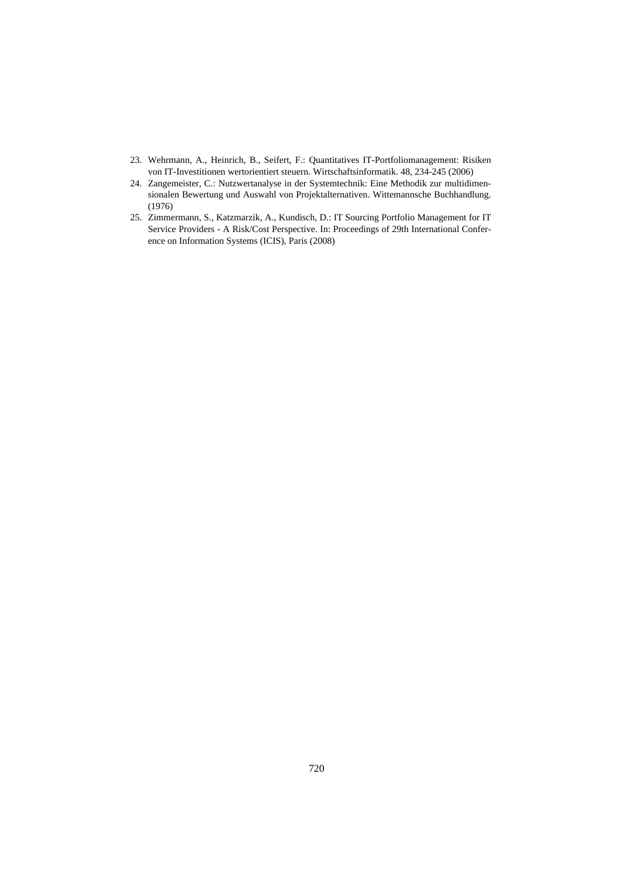23. Wehrmann, A., Heinrich, B., Seifert, F.: Quantitatives IT-Portfoliomanagement: Risiken von IT-Investitionen wertorientiert steuern. Wirtschaftsinformatik. 48, 234-245 (2006)
24. Zangemeister, C.: Nutzwertanalyse in der Systemtechnik: Eine Methodik zur multidimensionalen Bewertung und Auswahl von Projektalternativen. Wittemannsche Buchhandlung. (1976)
25. Zimmermann, S., Katzmarzik, A., Kundisch, D.: IT Sourcing Portfolio Management for IT Service Providers - A Risk/Cost Perspective. In: Proceedings of 29th International Conference on Information Systems (ICIS), Paris (2008)